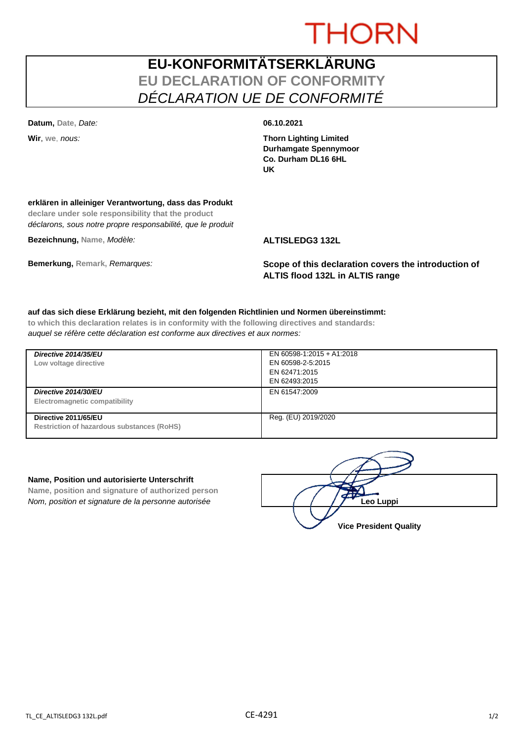THORN

# EU-KONFORMITÄTSERKLÄRUNG
## EU DECLARATION OF CONFORMITY
## *DÉCLARATION UE DE CONFORMITÉ*

**Datum,** Date, *Date:* **06.10.2021**

**Wir**, we, *nous:*

**Thorn Lighting Limited**
**Durhamgate Spennymoor**
**Co. Durham DL16 6HL**
**UK**

**erklären in alleiniger Verantwortung, dass das Produkt**
**declare under sole responsibility that the product**
*déclarons, sous notre propre responsabilité, que le produit*

**Bezeichnung,** Name, *Modèle:* **ALTISLEDG3 132L**

**Bemerkung,** Remark, *Remarques:* **Scope of this declaration covers the introduction of ALTIS flood 132L in ALTIS range**

**auf das sich diese Erklärung bezieht, mit den folgenden Richtlinien und Normen übereinstimmt:**
**to which this declaration relates is in conformity with the following directives and standards:**
*auquel se réfère cette déclaration est conforme aux directives et aux normes:*

| Directive | Standards |
|---|---|
| ***Directive 2014/35/EU***<br>**Low voltage directive** | EN 60598-1:2015 + A1:2018<br>EN 60598-2-5:2015<br>EN 62471:2015<br>EN 62493:2015 |
| ***Directive 2014/30/EU***<br>**Electromagnetic compatibility** | EN 61547:2009 |
| **Directive 2011/65/EU**<br>**Restriction of hazardous substances (RoHS)** | Reg. (EU) 2019/2020 |

**Name, Position und autorisierte Unterschrift**
**Name, position and signature of authorized person**
*Nom, position et signature de la personne autorisée*

**Leo Luppi**
**Vice President Quality**

TL_CE_ALTISLEDG3 132L.pdf

CE-4291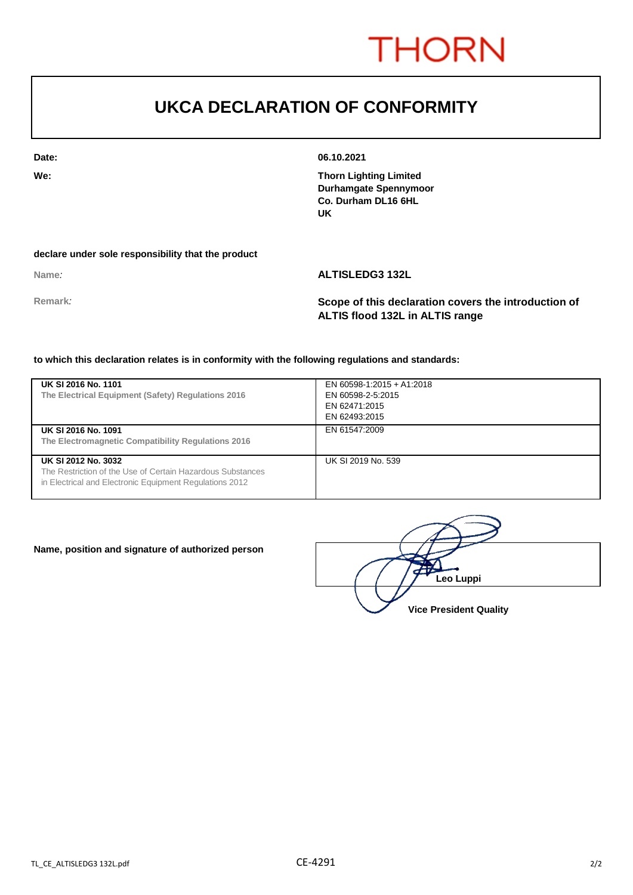THORN

# UKCA DECLARATION OF CONFORMITY

| | |
|---|---|
| **Date:** | **06.10.2021** |
| **We:** | **Thorn Lighting Limited**<br>**Durhamgate Spennymoor**<br>**Co. Durham DL16 6HL**<br>**UK** |

**declare under sole responsibility that the product**

| | |
|---|---|
| **Name:** | **ALTISLEDG3 132L** |
| **Remark:** | **Scope of this declaration covers the introduction of ALTIS flood 132L in ALTIS range** |

**to which this declaration relates is in conformity with the following regulations and standards:**

| | |
|---|---|
| **UK SI 2016 No. 1101**<br>**The Electrical Equipment (Safety) Regulations 2016** | EN 60598-1:2015 + A1:2018<br>EN 60598-2-5:2015<br>EN 62471:2015<br>EN 62493:2015 |
| **UK SI 2016 No. 1091**<br>**The Electromagnetic Compatibility Regulations 2016** | EN 61547:2009 |
| **UK SI 2012 No. 3032**<br>The Restriction of the Use of Certain Hazardous Substances in Electrical and Electronic Equipment Regulations 2012 | UK SI 2019 No. 539 |

**Name, position and signature of authorized person**

**Leo Luppi**

**Vice President Quality**

TL_CE_ALTISLEDG3 132L.pdf CE-4291